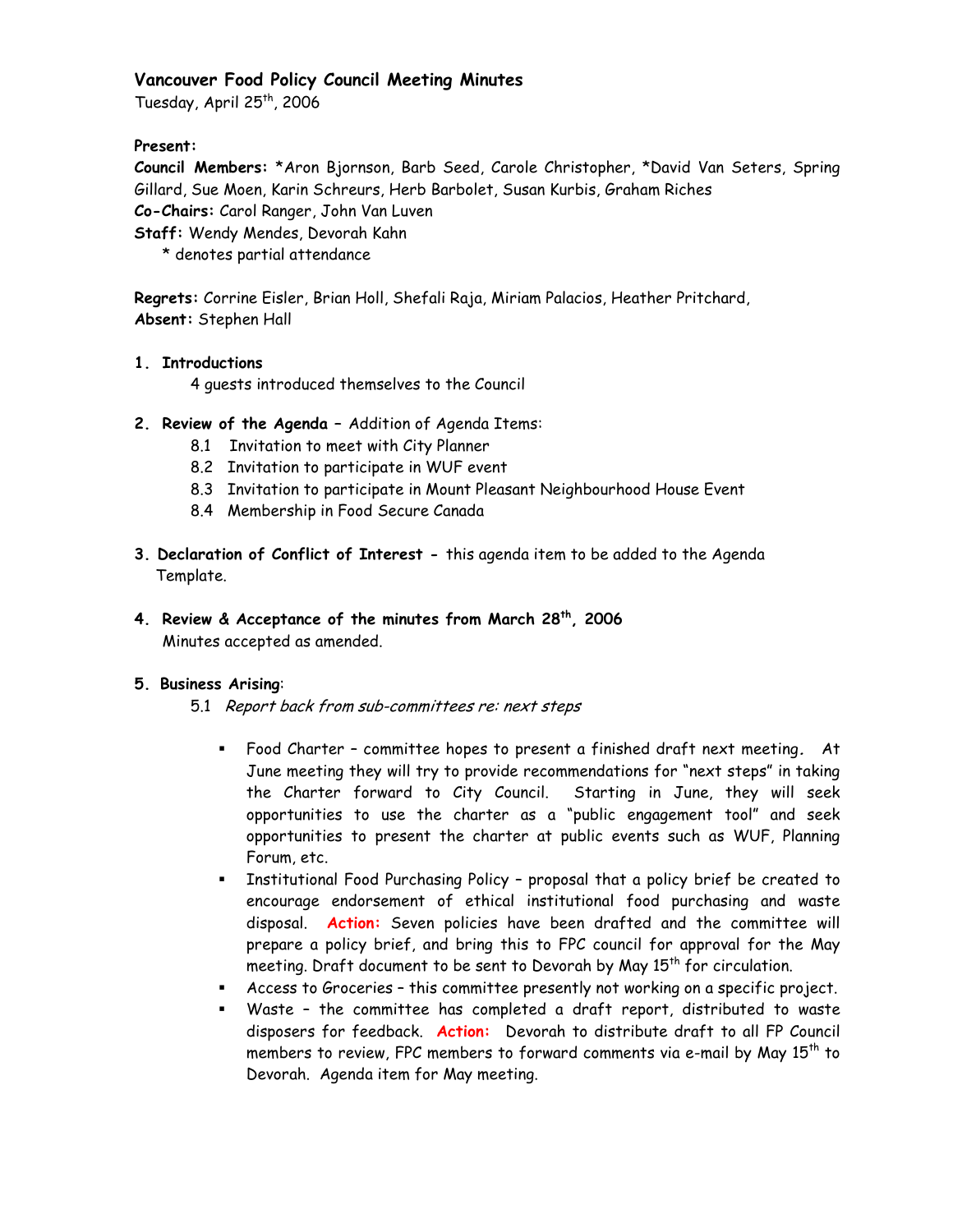# Vancouver Food Policy Council Meeting Minutes

Tuesday, April 25th, 2006

**Present:**
**Council Members:** *Aron Bjornson, Barb Seed, Carole Christopher, *David Van Seters, Spring Gillard, Sue Moen, Karin Schreurs, Herb Barbolet, Susan Kurbis, Graham Riches
**Co-Chairs:** Carol Ranger, John Van Luven
**Staff:** Wendy Mendes, Devorah Kahn
* denotes partial attendance

**Regrets:** Corrine Eisler, Brian Holl, Shefali Raja, Miriam Palacios, Heather Pritchard,
**Absent:** Stephen Hall

1. **Introductions**
   4 guests introduced themselves to the Council

2. **Review of the Agenda** – Addition of Agenda Items:
   - 8.1 Invitation to meet with City Planner
   - 8.2 Invitation to participate in WUF event
   - 8.3 Invitation to participate in Mount Pleasant Neighbourhood House Event
   - 8.4 Membership in Food Secure Canada

3. **Declaration of Conflict of Interest -** this agenda item to be added to the Agenda Template.

4. **Review & Acceptance of the minutes from March 28th, 2006**
   Minutes accepted as amended.

5. **Business Arising**:
   5.1 *Report back from sub-committees re: next steps*

   - Food Charter – committee hopes to present a finished draft next meeting. At June meeting they will try to provide recommendations for "next steps" in taking the Charter forward to City Council. Starting in June, they will seek opportunities to use the charter as a "public engagement tool" and seek opportunities to present the charter at public events such as WUF, Planning Forum, etc.
   - Institutional Food Purchasing Policy – proposal that a policy brief be created to encourage endorsement of ethical institutional food purchasing and waste disposal. **Action:** Seven policies have been drafted and the committee will prepare a policy brief, and bring this to FPC council for approval for the May meeting. Draft document to be sent to Devorah by May 15th for circulation.
   - Access to Groceries – this committee presently not working on a specific project.
   - Waste – the committee has completed a draft report, distributed to waste disposers for feedback. **Action:** Devorah to distribute draft to all FP Council members to review, FPC members to forward comments via e-mail by May 15th to Devorah. Agenda item for May meeting.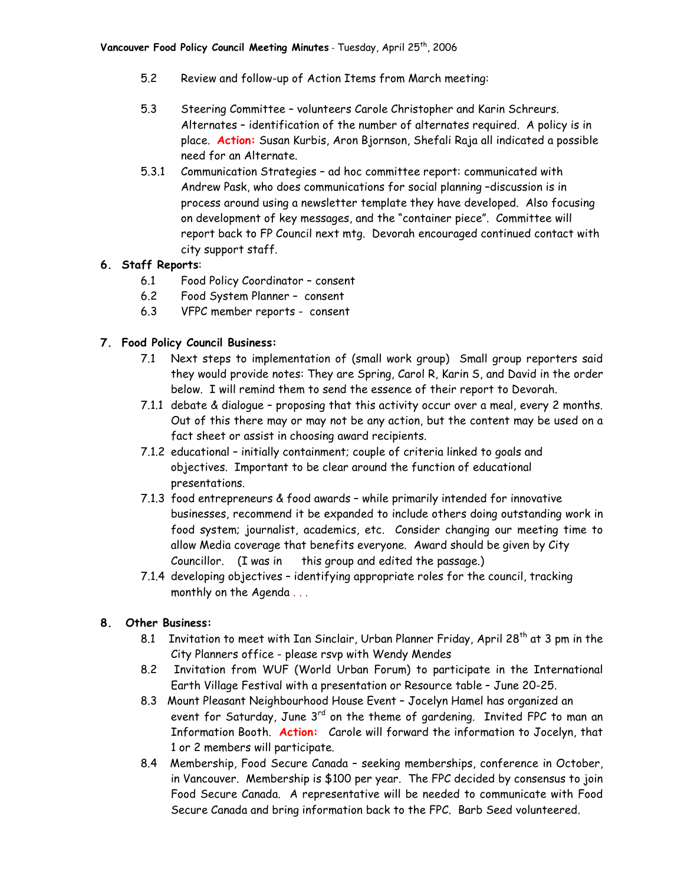5.2 Review and follow-up of Action Items from March meeting:

5.3 Steering Committee – volunteers Carole Christopher and Karin Schreurs. Alternates – identification of the number of alternates required. A policy is in place. **Action:** Susan Kurbis, Aron Bjornson, Shefali Raja all indicated a possible need for an Alternate.

5.3.1 Communication Strategies – ad hoc committee report: communicated with Andrew Pask, who does communications for social planning –discussion is in process around using a newsletter template they have developed. Also focusing on development of key messages, and the "container piece". Committee will report back to FP Council next mtg. Devorah encouraged continued contact with city support staff.

**6. Staff Reports**:

6.1 Food Policy Coordinator – consent

6.2 Food System Planner – consent

6.3 VFPC member reports - consent

**7. Food Policy Council Business:**

7.1 Next steps to implementation of (small work group) Small group reporters said they would provide notes: They are Spring, Carol R, Karin S, and David in the order below. I will remind them to send the essence of their report to Devorah.

7.1.1 debate & dialogue – proposing that this activity occur over a meal, every 2 months. Out of this there may or may not be any action, but the content may be used on a fact sheet or assist in choosing award recipients.

7.1.2 educational – initially containment; couple of criteria linked to goals and objectives. Important to be clear around the function of educational presentations.

7.1.3 food entrepreneurs & food awards – while primarily intended for innovative businesses, recommend it be expanded to include others doing outstanding work in food system; journalist, academics, etc. Consider changing our meeting time to allow Media coverage that benefits everyone. Award should be given by City Councillor. (I was in this group and edited the passage.)

7.1.4 developing objectives – identifying appropriate roles for the council, tracking monthly on the Agenda . . .

**8. Other Business:**

8.1 Invitation to meet with Ian Sinclair, Urban Planner Friday, April 28th at 3 pm in the City Planners office - please rsvp with Wendy Mendes

8.2 Invitation from WUF (World Urban Forum) to participate in the International Earth Village Festival with a presentation or Resource table – June 20-25.

8.3 Mount Pleasant Neighbourhood House Event – Jocelyn Hamel has organized an event for Saturday, June 3rd on the theme of gardening. Invited FPC to man an Information Booth. **Action:** Carole will forward the information to Jocelyn, that 1 or 2 members will participate.

8.4 Membership, Food Secure Canada – seeking memberships, conference in October, in Vancouver. Membership is $100 per year. The FPC decided by consensus to join Food Secure Canada. A representative will be needed to communicate with Food Secure Canada and bring information back to the FPC. Barb Seed volunteered.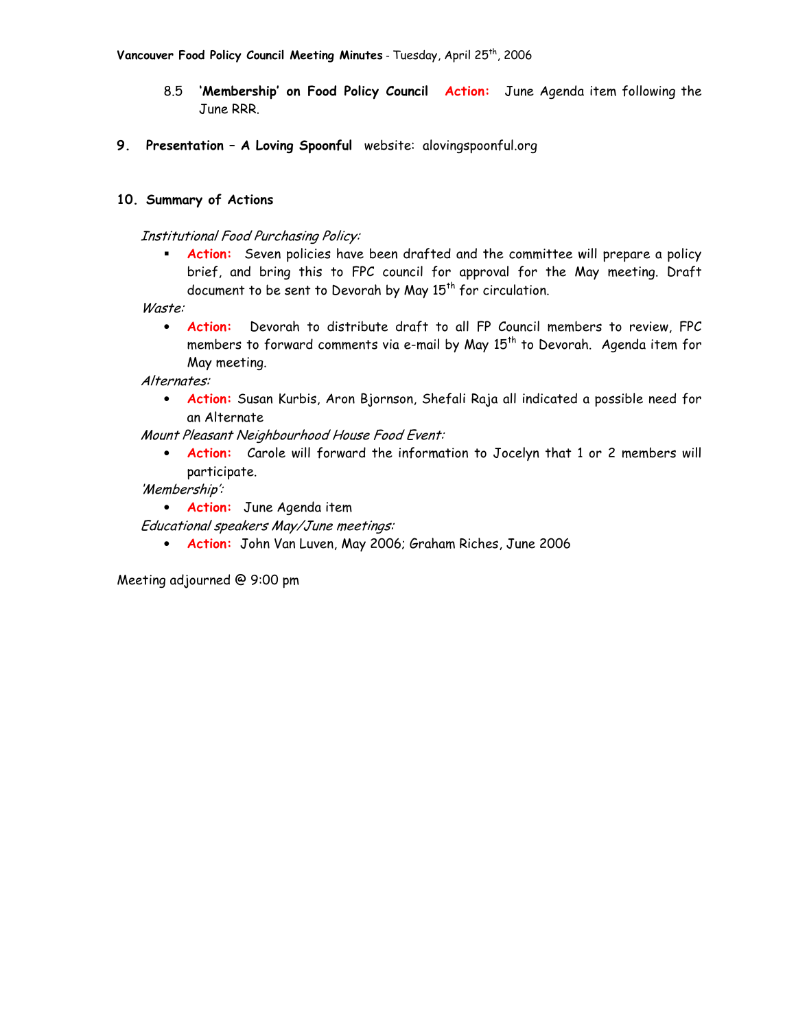8.5 **'Membership' on Food Policy Council** **Action:** June Agenda item following the June RRR.

**9. Presentation – A Loving Spoonful** website: alovingspoonful.org

**10. Summary of Actions**

*Institutional Food Purchasing Policy:*

- **Action:** Seven policies have been drafted and the committee will prepare a policy brief, and bring this to FPC council for approval for the May meeting. Draft document to be sent to Devorah by May 15th for circulation.

*Waste:*

- **Action:** Devorah to distribute draft to all FP Council members to review, FPC members to forward comments via e-mail by May 15th to Devorah. Agenda item for May meeting.

*Alternates:*

- **Action:** Susan Kurbis, Aron Bjornson, Shefali Raja all indicated a possible need for an Alternate

*Mount Pleasant Neighbourhood House Food Event:*

- **Action:** Carole will forward the information to Jocelyn that 1 or 2 members will participate.

*'Membership':*

- **Action:** June Agenda item

*Educational speakers May/June meetings:*

- **Action:** John Van Luven, May 2006; Graham Riches, June 2006

Meeting adjourned @ 9:00 pm